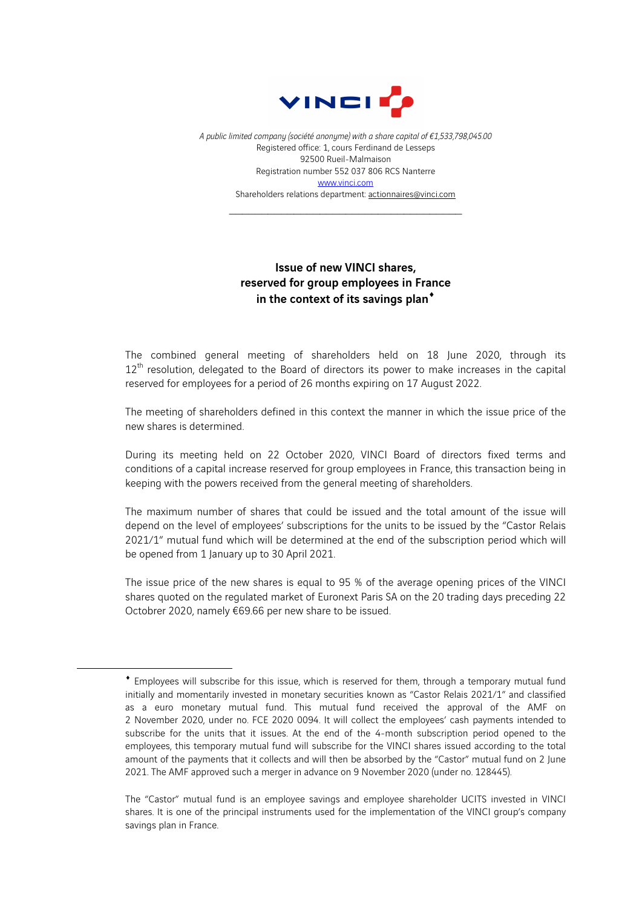*A public limited company (société anonyme) with a share capital of €1,533,798,045.00*
Registered office: 1, cours Ferdinand de Lesseps
92500 Rueil-Malmaison
Registration number 552 037 806 RCS Nanterre
www.vinci.com
Shareholders relations department: actionnaires@vinci.com

---

**Issue of new VINCI shares, reserved for group employees in France in the context of its savings plan♦**

The combined general meeting of shareholders held on 18 June 2020, through its 12th resolution, delegated to the Board of directors its power to make increases in the capital reserved for employees for a period of 26 months expiring on 17 August 2022.

The meeting of shareholders defined in this context the manner in which the issue price of the new shares is determined.

During its meeting held on 22 October 2020, VINCI Board of directors fixed terms and conditions of a capital increase reserved for group employees in France, this transaction being in keeping with the powers received from the general meeting of shareholders.

The maximum number of shares that could be issued and the total amount of the issue will depend on the level of employees' subscriptions for the units to be issued by the "Castor Relais 2021/1" mutual fund which will be determined at the end of the subscription period which will be opened from 1 January up to 30 April 2021.

The issue price of the new shares is equal to 95 % of the average opening prices of the VINCI shares quoted on the regulated market of Euronext Paris SA on the 20 trading days preceding 22 Octobrer 2020, namely €69.66 per new share to be issued.

---

♦ Employees will subscribe for this issue, which is reserved for them, through a temporary mutual fund initially and momentarily invested in monetary securities known as "Castor Relais 2021/1" and classified as a euro monetary mutual fund. This mutual fund received the approval of the AMF on 2 November 2020, under no. FCE 2020 0094. It will collect the employees' cash payments intended to subscribe for the units that it issues. At the end of the 4-month subscription period opened to the employees, this temporary mutual fund will subscribe for the VINCI shares issued according to the total amount of the payments that it collects and will then be absorbed by the "Castor" mutual fund on 2 June 2021. The AMF approved such a merger in advance on 9 November 2020 (under no. 128445).

The "Castor" mutual fund is an employee savings and employee shareholder UCITS invested in VINCI shares. It is one of the principal instruments used for the implementation of the VINCI group's company savings plan in France.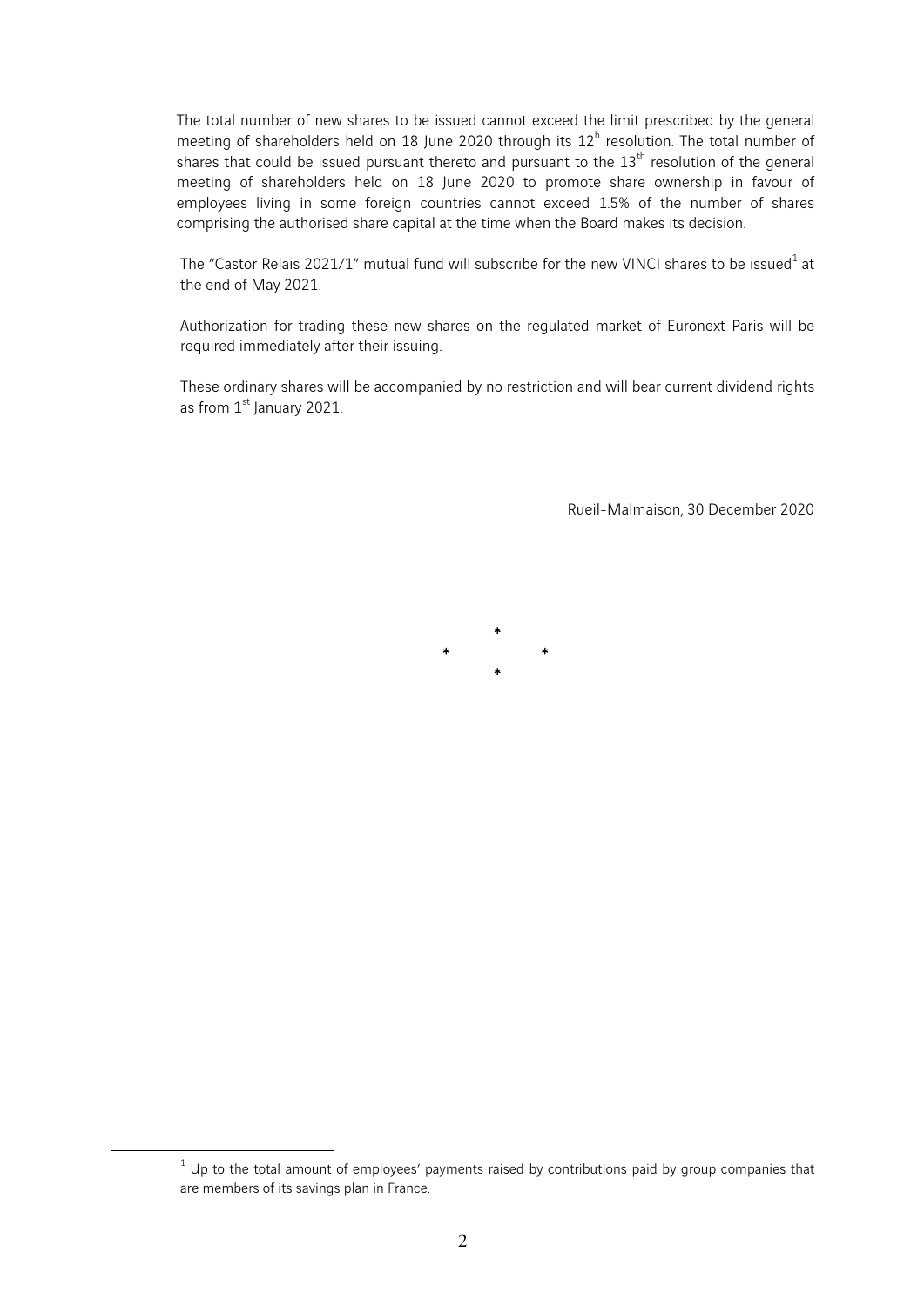The total number of new shares to be issued cannot exceed the limit prescribed by the general meeting of shareholders held on 18 June 2020 through its 12h resolution. The total number of shares that could be issued pursuant thereto and pursuant to the 13th resolution of the general meeting of shareholders held on 18 June 2020 to promote share ownership in favour of employees living in some foreign countries cannot exceed 1.5% of the number of shares comprising the authorised share capital at the time when the Board makes its decision.

The "Castor Relais 2021/1" mutual fund will subscribe for the new VINCI shares to be issued[1] at the end of May 2021.

Authorization for trading these new shares on the regulated market of Euronext Paris will be required immediately after their issuing.

These ordinary shares will be accompanied by no restriction and will bear current dividend rights as from 1st January 2021.

Rueil-Malmaison, 30 December 2020

\*

\* \*

\*

[1] Up to the total amount of employees' payments raised by contributions paid by group companies that are members of its savings plan in France.